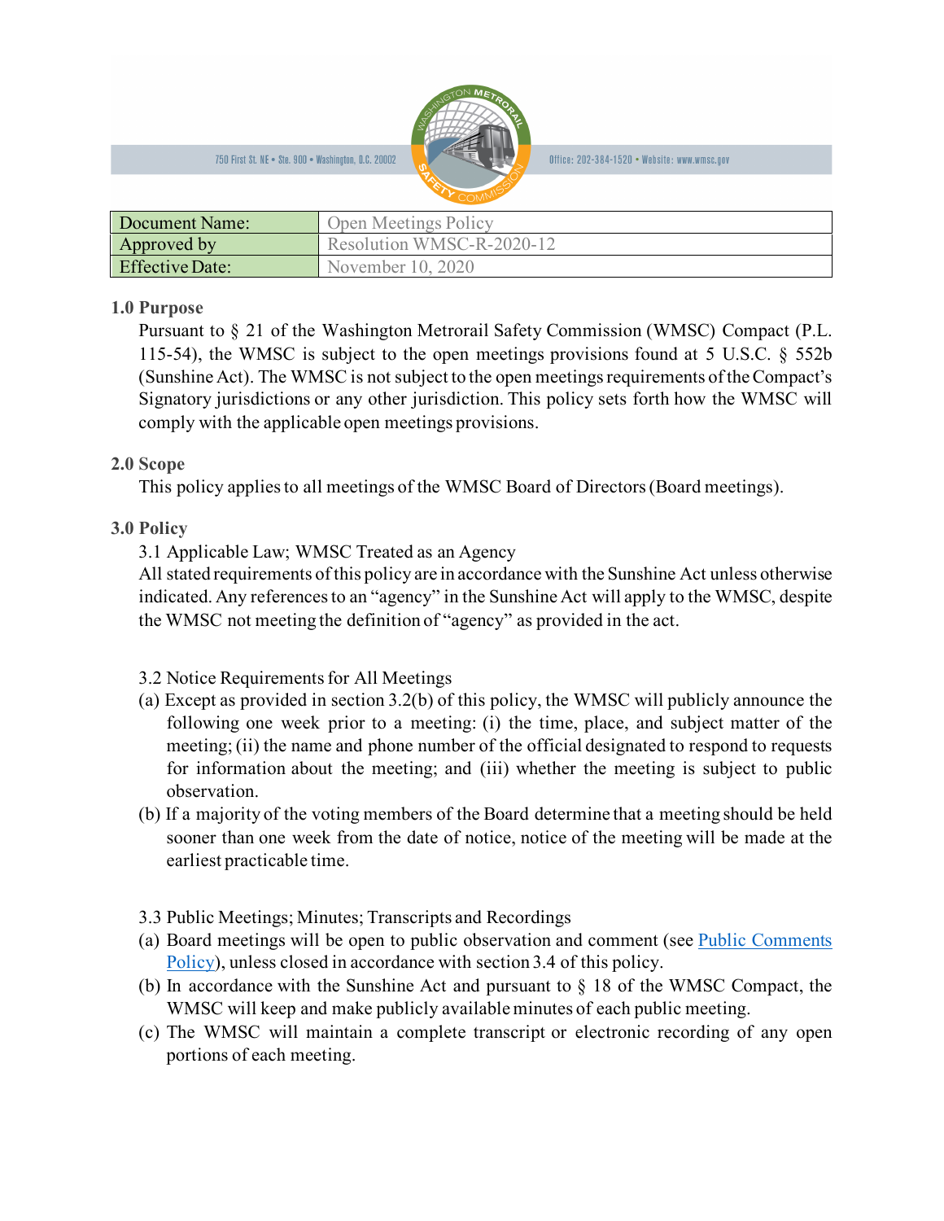750 First St. NE • Ste. 900 • Washington, D.C. 20002 Office: 202-384-1520 • Website: www.wmsc.gov

| Document Name: | Open Meetings Policy |
| --- | --- |
| Approved by | Resolution WMSC-R-2020-12 |
| Effective Date: | November 10, 2020 |

## 1.0 Purpose

Pursuant to § 21 of the Washington Metrorail Safety Commission (WMSC) Compact (P.L. 115-54), the WMSC is subject to the open meetings provisions found at 5 U.S.C. § 552b (Sunshine Act). The WMSC is not subject to the open meetings requirements of the Compact's Signatory jurisdictions or any other jurisdiction. This policy sets forth how the WMSC will comply with the applicable open meetings provisions.

## 2.0 Scope

This policy applies to all meetings of the WMSC Board of Directors (Board meetings).

## 3.0 Policy

### 3.1 Applicable Law; WMSC Treated as an Agency

All stated requirements of this policy are in accordance with the Sunshine Act unless otherwise indicated. Any references to an "agency" in the Sunshine Act will apply to the WMSC, despite the WMSC not meeting the definition of "agency" as provided in the act.

### 3.2 Notice Requirements for All Meetings

(a) Except as provided in section 3.2(b) of this policy, the WMSC will publicly announce the following one week prior to a meeting: (i) the time, place, and subject matter of the meeting; (ii) the name and phone number of the official designated to respond to requests for information about the meeting; and (iii) whether the meeting is subject to public observation.

(b) If a majority of the voting members of the Board determine that a meeting should be held sooner than one week from the date of notice, notice of the meeting will be made at the earliest practicable time.

### 3.3 Public Meetings; Minutes; Transcripts and Recordings

(a) Board meetings will be open to public observation and comment (see Public Comments Policy), unless closed in accordance with section 3.4 of this policy.

(b) In accordance with the Sunshine Act and pursuant to § 18 of the WMSC Compact, the WMSC will keep and make publicly available minutes of each public meeting.

(c) The WMSC will maintain a complete transcript or electronic recording of any open portions of each meeting.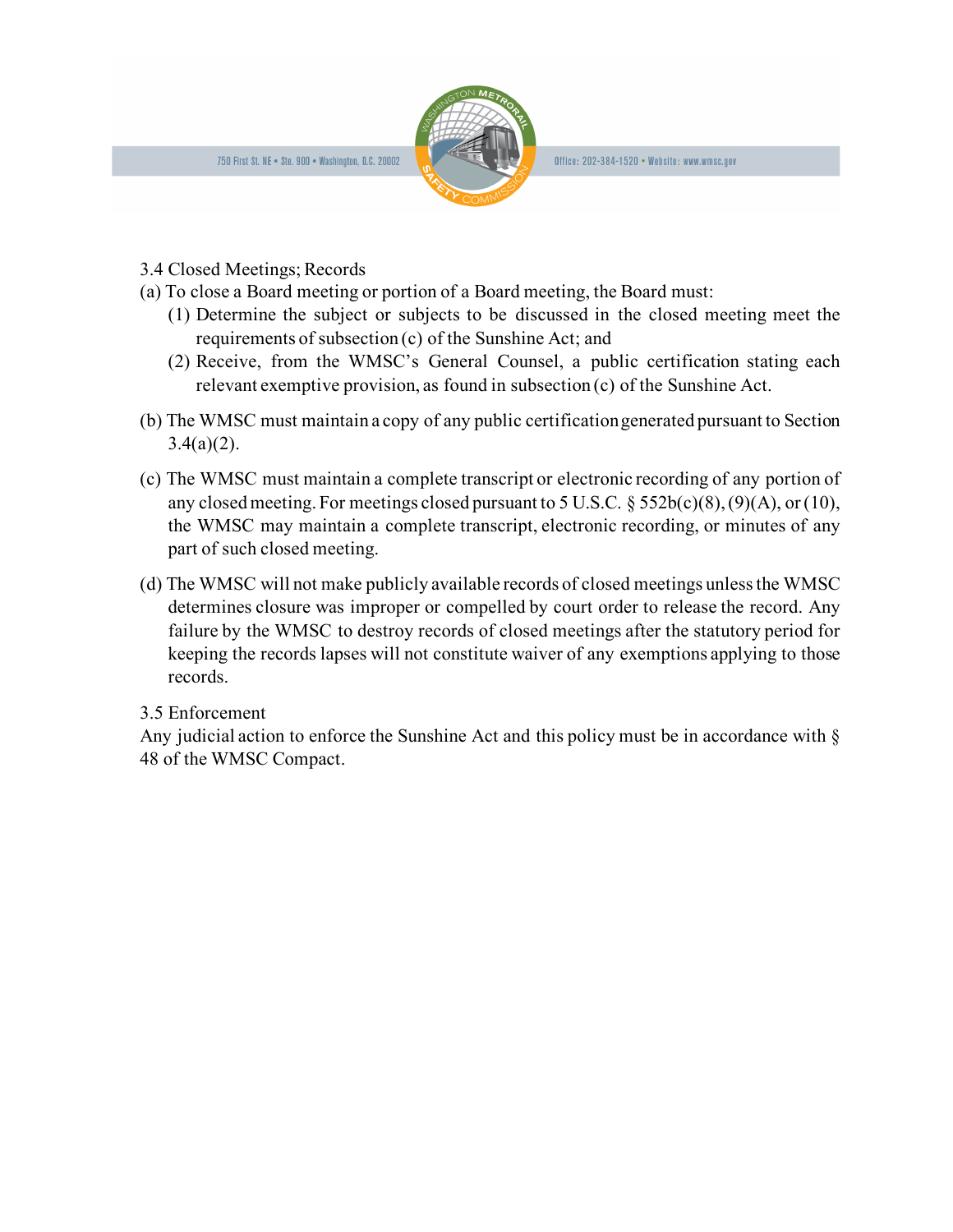3.4 Closed Meetings; Records

(a) To close a Board meeting or portion of a Board meeting, the Board must:

(1) Determine the subject or subjects to be discussed in the closed meeting meet the requirements of subsection (c) of the Sunshine Act; and

(2) Receive, from the WMSC's General Counsel, a public certification stating each relevant exemptive provision, as found in subsection (c) of the Sunshine Act.

(b) The WMSC must maintain a copy of any public certification generated pursuant to Section 3.4(a)(2).

(c) The WMSC must maintain a complete transcript or electronic recording of any portion of any closed meeting. For meetings closed pursuant to 5 U.S.C. § 552b(c)(8), (9)(A), or (10), the WMSC may maintain a complete transcript, electronic recording, or minutes of any part of such closed meeting.

(d) The WMSC will not make publicly available records of closed meetings unless the WMSC determines closure was improper or compelled by court order to release the record. Any failure by the WMSC to destroy records of closed meetings after the statutory period for keeping the records lapses will not constitute waiver of any exemptions applying to those records.

3.5 Enforcement

Any judicial action to enforce the Sunshine Act and this policy must be in accordance with § 48 of the WMSC Compact.